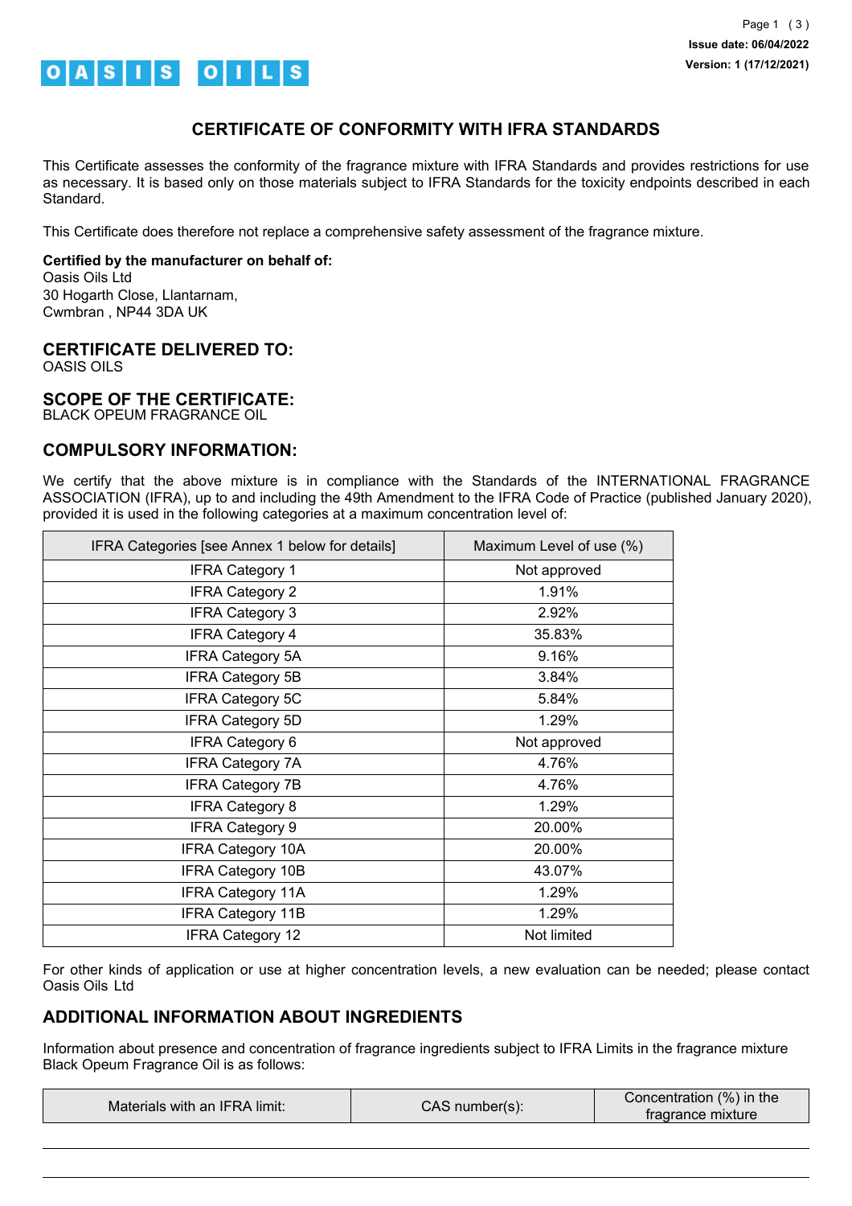Issue date: 06/04/2022
Version: 1 (17/12/2021)

OASIS OILS

# CERTIFICATE OF CONFORMITY WITH IFRA STANDARDS

This Certificate assesses the conformity of the fragrance mixture with IFRA Standards and provides restrictions for use as necessary. It is based only on those materials subject to IFRA Standards for the toxicity endpoints described in each Standard.

This Certificate does therefore not replace a comprehensive safety assessment of the fragrance mixture.

**Certified by the manufacturer on behalf of:**
Oasis Oils Ltd
30 Hogarth Close, Llantarnam,
Cwmbran , NP44 3DA UK

## CERTIFICATE DELIVERED TO:

OASIS OILS

## SCOPE OF THE CERTIFICATE:

BLACK OPEUM FRAGRANCE OIL

## COMPULSORY INFORMATION:

We certify that the above mixture is in compliance with the Standards of the INTERNATIONAL FRAGRANCE ASSOCIATION (IFRA), up to and including the 49th Amendment to the IFRA Code of Practice (published January 2020), provided it is used in the following categories at a maximum concentration level of:

| IFRA Categories [see Annex 1 below for details] | Maximum Level of use (%) |
|---|---|
| IFRA Category 1 | Not approved |
| IFRA Category 2 | 1.91% |
| IFRA Category 3 | 2.92% |
| IFRA Category 4 | 35.83% |
| IFRA Category 5A | 9.16% |
| IFRA Category 5B | 3.84% |
| IFRA Category 5C | 5.84% |
| IFRA Category 5D | 1.29% |
| IFRA Category 6 | Not approved |
| IFRA Category 7A | 4.76% |
| IFRA Category 7B | 4.76% |
| IFRA Category 8 | 1.29% |
| IFRA Category 9 | 20.00% |
| IFRA Category 10A | 20.00% |
| IFRA Category 10B | 43.07% |
| IFRA Category 11A | 1.29% |
| IFRA Category 11B | 1.29% |
| IFRA Category 12 | Not limited |

For other kinds of application or use at higher concentration levels, a new evaluation can be needed; please contact Oasis Oils Ltd

## ADDITIONAL INFORMATION ABOUT INGREDIENTS

Information about presence and concentration of fragrance ingredients subject to IFRA Limits in the fragrance mixture Black Opeum Fragrance Oil is as follows:

| Materials with an IFRA limit: | CAS number(s): | Concentration (%) in the fragrance mixture |
|---|---|---|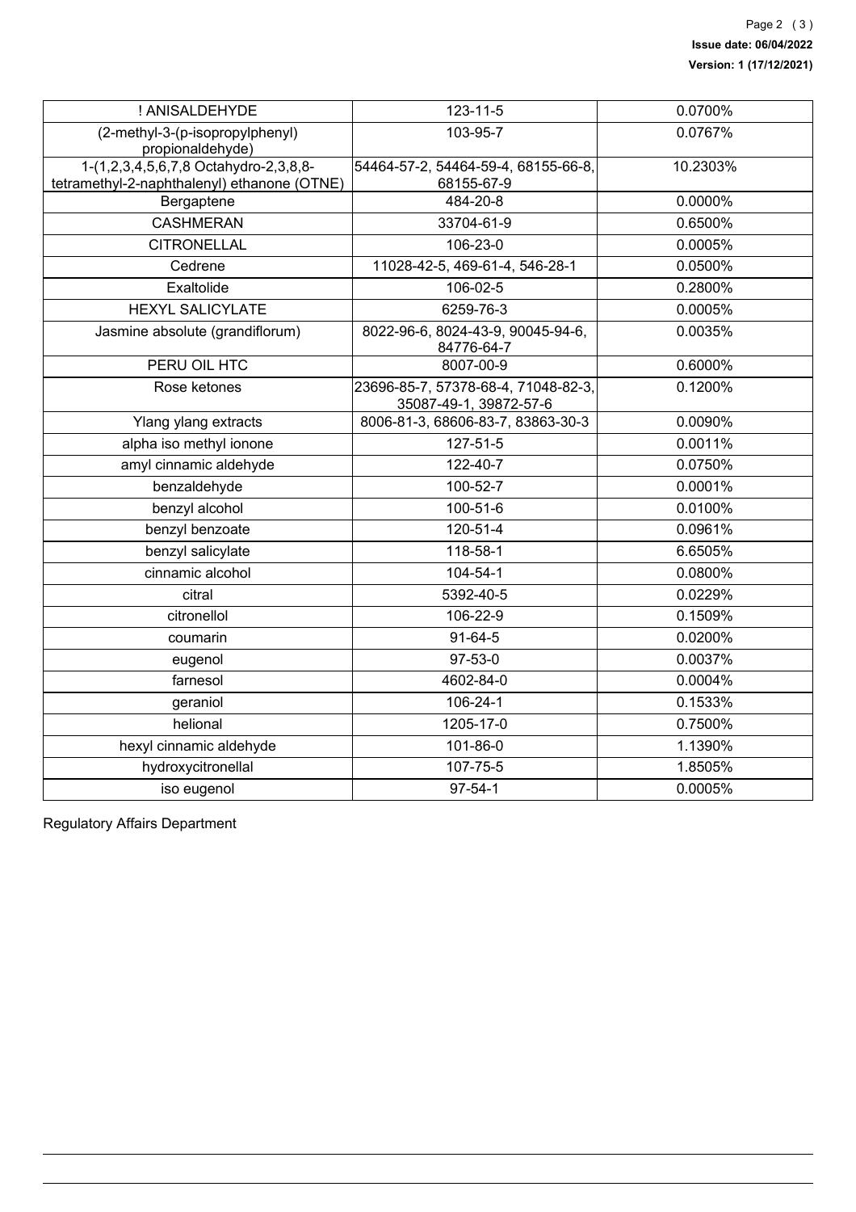| ! ANISALDEHYDE | 123-11-5 | 0.0700% |
|---|---|---|
| (2-methyl-3-(p-isopropylphenyl) propionaldehyde) | 103-95-7 | 0.0767% |
| 1-(1,2,3,4,5,6,7,8 Octahydro-2,3,8,8-tetramethyl-2-naphthalenyl) ethanone (OTNE) | 54464-57-2, 54464-59-4, 68155-66-8, 68155-67-9 | 10.2303% |
| Bergaptene | 484-20-8 | 0.0000% |
| CASHMERAN | 33704-61-9 | 0.6500% |
| CITRONELLAL | 106-23-0 | 0.0005% |
| Cedrene | 11028-42-5, 469-61-4, 546-28-1 | 0.0500% |
| Exaltolide | 106-02-5 | 0.2800% |
| HEXYL SALICYLATE | 6259-76-3 | 0.0005% |
| Jasmine absolute (grandiflorum) | 8022-96-6, 8024-43-9, 90045-94-6, 84776-64-7 | 0.0035% |
| PERU OIL HTC | 8007-00-9 | 0.6000% |
| Rose ketones | 23696-85-7, 57378-68-4, 71048-82-3, 35087-49-1, 39872-57-6 | 0.1200% |
| Ylang ylang extracts | 8006-81-3, 68606-83-7, 83863-30-3 | 0.0090% |
| alpha iso methyl ionone | 127-51-5 | 0.0011% |
| amyl cinnamic aldehyde | 122-40-7 | 0.0750% |
| benzaldehyde | 100-52-7 | 0.0001% |
| benzyl alcohol | 100-51-6 | 0.0100% |
| benzyl benzoate | 120-51-4 | 0.0961% |
| benzyl salicylate | 118-58-1 | 6.6505% |
| cinnamic alcohol | 104-54-1 | 0.0800% |
| citral | 5392-40-5 | 0.0229% |
| citronellol | 106-22-9 | 0.1509% |
| coumarin | 91-64-5 | 0.0200% |
| eugenol | 97-53-0 | 0.0037% |
| farnesol | 4602-84-0 | 0.0004% |
| geraniol | 106-24-1 | 0.1533% |
| helional | 1205-17-0 | 0.7500% |
| hexyl cinnamic aldehyde | 101-86-0 | 1.1390% |
| hydroxycitronellal | 107-75-5 | 1.8505% |
| iso eugenol | 97-54-1 | 0.0005% |

Regulatory Affairs Department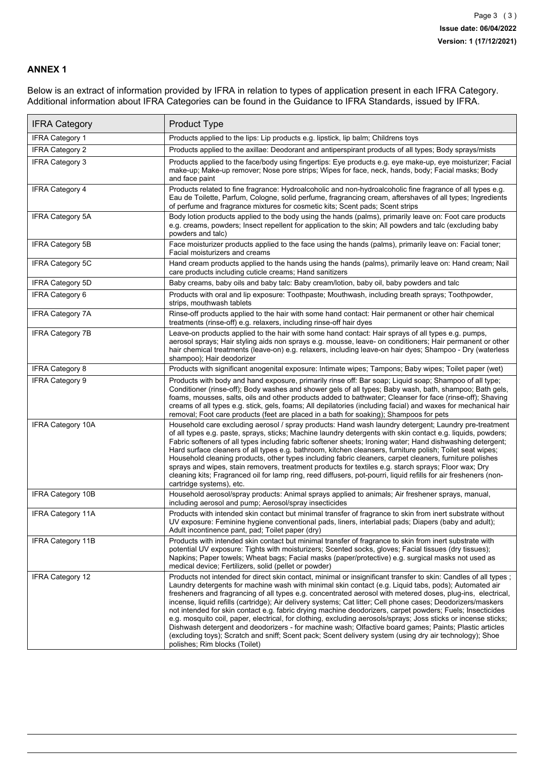## ANNEX 1

Below is an extract of information provided by IFRA in relation to types of application present in each IFRA Category. Additional information about IFRA Categories can be found in the Guidance to IFRA Standards, issued by IFRA.

| IFRA Category | Product Type |
|---|---|
| IFRA Category 1 | Products applied to the lips: Lip products e.g. lipstick, lip balm; Childrens toys |
| IFRA Category 2 | Products applied to the axillae: Deodorant and antiperspirant products of all types; Body sprays/mists |
| IFRA Category 3 | Products applied to the face/body using fingertips: Eye products e.g. eye make-up, eye moisturizer; Facial make-up; Make-up remover; Nose pore strips; Wipes for face, neck, hands, body; Facial masks; Body and face paint |
| IFRA Category 4 | Products related to fine fragrance: Hydroalcoholic and non-hydroalcoholic fine fragrance of all types e.g. Eau de Toilette, Parfum, Cologne, solid perfume, fragrancing cream, aftershaves of all types; Ingredients of perfume and fragrance mixtures for cosmetic kits; Scent pads; Scent strips |
| IFRA Category 5A | Body lotion products applied to the body using the hands (palms), primarily leave on: Foot care products e.g. creams, powders; Insect repellent for application to the skin; All powders and talc (excluding baby powders and talc) |
| IFRA Category 5B | Face moisturizer products applied to the face using the hands (palms), primarily leave on: Facial toner; Facial moisturizers and creams |
| IFRA Category 5C | Hand cream products applied to the hands using the hands (palms), primarily leave on: Hand cream; Nail care products including cuticle creams; Hand sanitizers |
| IFRA Category 5D | Baby creams, baby oils and baby talc: Baby cream/lotion, baby oil, baby powders and talc |
| IFRA Category 6 | Products with oral and lip exposure: Toothpaste; Mouthwash, including breath sprays; Toothpowder, strips, mouthwash tablets |
| IFRA Category 7A | Rinse-off products applied to the hair with some hand contact: Hair permanent or other hair chemical treatments (rinse-off) e.g. relaxers, including rinse-off hair dyes |
| IFRA Category 7B | Leave-on products applied to the hair with some hand contact: Hair sprays of all types e.g. pumps, aerosol sprays; Hair styling aids non sprays e.g. mousse, leave- on conditioners; Hair permanent or other hair chemical treatments (leave-on) e.g. relaxers, including leave-on hair dyes; Shampoo - Dry (waterless shampoo); Hair deodorizer |
| IFRA Category 8 | Products with significant anogenital exposure: Intimate wipes; Tampons; Baby wipes; Toilet paper (wet) |
| IFRA Category 9 | Products with body and hand exposure, primarily rinse off: Bar soap; Liquid soap; Shampoo of all type; Conditioner (rinse-off); Body washes and shower gels of all types; Baby wash, bath, shampoo; Bath gels, foams, mousses, salts, oils and other products added to bathwater; Cleanser for face (rinse-off); Shaving creams of all types e.g. stick, gels, foams; All depilatories (including facial) and waxes for mechanical hair removal; Foot care products (feet are placed in a bath for soaking); Shampoos for pets |
| IFRA Category 10A | Household care excluding aerosol / spray products: Hand wash laundry detergent; Laundry pre-treatment of all types e.g. paste, sprays, sticks; Machine laundry detergents with skin contact e.g. liquids, powders; Fabric softeners of all types including fabric softener sheets; Ironing water; Hand dishwashing detergent; Hard surface cleaners of all types e.g. bathroom, kitchen cleansers, furniture polish; Toilet seat wipes; Household cleaning products, other types including fabric cleaners, carpet cleaners, furniture polishes sprays and wipes, stain removers, treatment products for textiles e.g. starch sprays; Floor wax; Dry cleaning kits; Fragranced oil for lamp ring, reed diffusers, pot-pourri, liquid refills for air fresheners (non-cartridge systems), etc. |
| IFRA Category 10B | Household aerosol/spray products: Animal sprays applied to animals; Air freshener sprays, manual, including aerosol and pump; Aerosol/spray insecticides |
| IFRA Category 11A | Products with intended skin contact but minimal transfer of fragrance to skin from inert substrate without UV exposure: Feminine hygiene conventional pads, liners, interlabial pads; Diapers (baby and adult); Adult incontinence pant, pad; Toilet paper (dry) |
| IFRA Category 11B | Products with intended skin contact but minimal transfer of fragrance to skin from inert substrate with potential UV exposure: Tights with moisturizers; Scented socks, gloves; Facial tissues (dry tissues); Napkins; Paper towels; Wheat bags; Facial masks (paper/protective) e.g. surgical masks not used as medical device; Fertilizers, solid (pellet or powder) |
| IFRA Category 12 | Products not intended for direct skin contact, minimal or insignificant transfer to skin: Candles of all types ; Laundry detergents for machine wash with minimal skin contact (e.g. Liquid tabs, pods); Automated air fresheners and fragrancing of all types e.g. concentrated aerosol with metered doses, plug-ins, electrical, incense, liquid refills (cartridge); Air delivery systems; Cat litter; Cell phone cases; Deodorizers/maskers not intended for skin contact e.g. fabric drying machine deodorizers, carpet powders; Fuels; Insecticides e.g. mosquito coil, paper, electrical, for clothing, excluding aerosols/sprays; Joss sticks or incense sticks; Dishwash detergent and deodorizers - for machine wash; Olfactive board games; Paints; Plastic articles (excluding toys); Scratch and sniff; Scent pack; Scent delivery system (using dry air technology); Shoe polishes; Rim blocks (Toilet) |